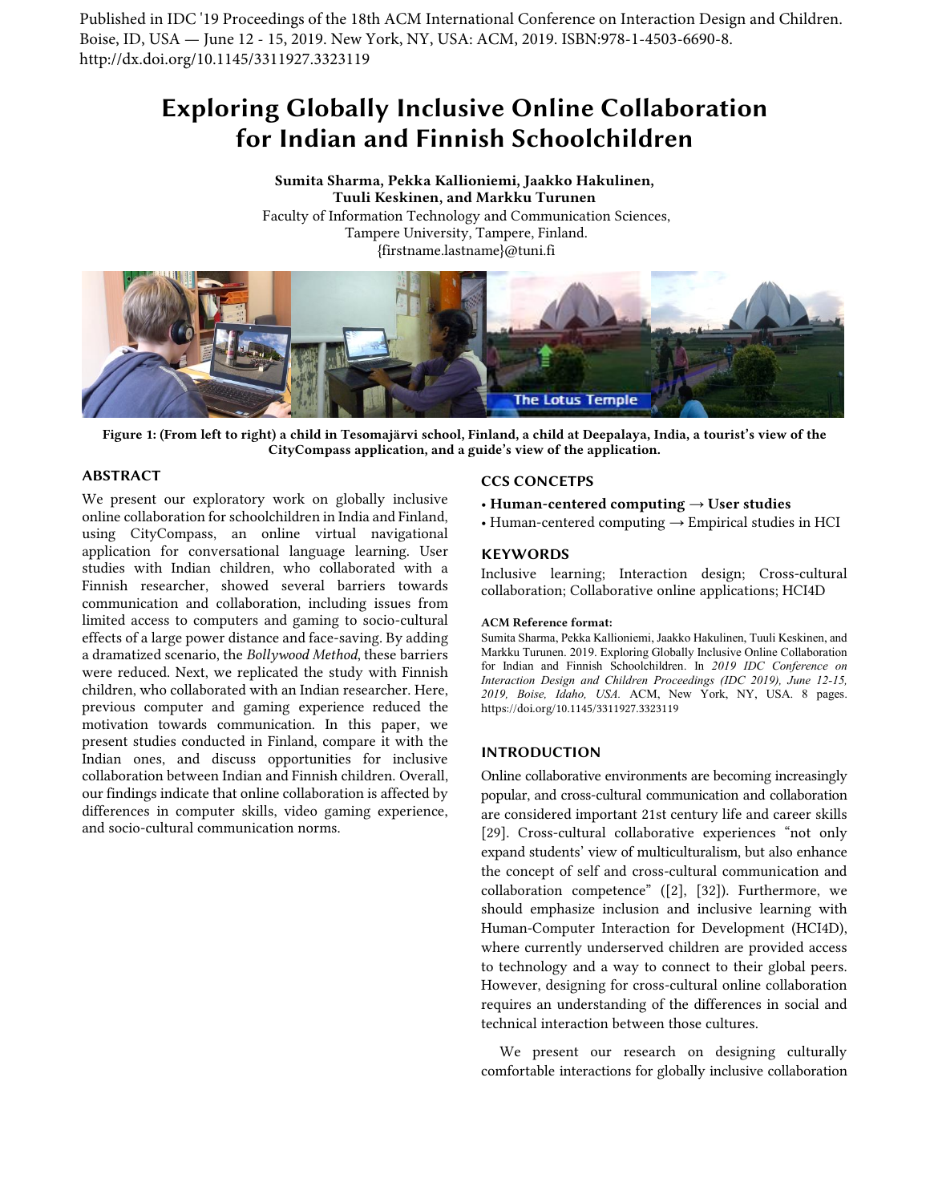Published in IDC '19 Proceedings of the 18th ACM International Conference on Interaction Design and Children. Boise, ID, USA — June 12 - 15, 2019. New York, NY, USA: ACM, 2019. ISBN:978-1-4503-6690-8. http://dx.doi.org/10.1145/3311927.3323119

# Exploring Globally Inclusive Online Collaboration for Indian and Finnish Schoolchildren

**Sumita Sharma, Pekka Kallioniemi, Jaakko Hakulinen, Tuuli Keskinen, and Markku Turunen**
Faculty of Information Technology and Communication Sciences,
Tampere University, Tampere, Finland.
{firstname.lastname}@tuni.fi

**Figure 1: (From left to right) a child in Tesomajärvi school, Finland, a child at Deepalaya, India, a tourist's view of the CityCompass application, and a guide's view of the application.**

## ABSTRACT

We present our exploratory work on globally inclusive online collaboration for schoolchildren in India and Finland, using CityCompass, an online virtual navigational application for conversational language learning. User studies with Indian children, who collaborated with a Finnish researcher, showed several barriers towards communication and collaboration, including issues from limited access to computers and gaming to socio-cultural effects of a large power distance and face-saving. By adding a dramatized scenario, the *Bollywood Method*, these barriers were reduced. Next, we replicated the study with Finnish children, who collaborated with an Indian researcher. Here, previous computer and gaming experience reduced the motivation towards communication. In this paper, we present studies conducted in Finland, compare it with the Indian ones, and discuss opportunities for inclusive collaboration between Indian and Finnish children. Overall, our findings indicate that online collaboration is affected by differences in computer skills, video gaming experience, and socio-cultural communication norms.

## CCS CONCETPS

- **Human-centered computing → User studies**
- Human-centered computing → Empirical studies in HCI

## KEYWORDS

Inclusive learning; Interaction design; Cross-cultural collaboration; Collaborative online applications; HCI4D

**ACM Reference format:**
Sumita Sharma, Pekka Kallioniemi, Jaakko Hakulinen, Tuuli Keskinen, and Markku Turunen. 2019. Exploring Globally Inclusive Online Collaboration for Indian and Finnish Schoolchildren. In *2019 IDC Conference on Interaction Design and Children Proceedings (IDC 2019), June 12-15, 2019, Boise, Idaho, USA.* ACM, New York, NY, USA. 8 pages. https://doi.org/10.1145/3311927.3323119

## INTRODUCTION

Online collaborative environments are becoming increasingly popular, and cross-cultural communication and collaboration are considered important 21st century life and career skills [29]. Cross-cultural collaborative experiences "not only expand students' view of multiculturalism, but also enhance the concept of self and cross-cultural communication and collaboration competence" ([2], [32]). Furthermore, we should emphasize inclusion and inclusive learning with Human-Computer Interaction for Development (HCI4D), where currently underserved children are provided access to technology and a way to connect to their global peers. However, designing for cross-cultural online collaboration requires an understanding of the differences in social and technical interaction between those cultures.

We present our research on designing culturally comfortable interactions for globally inclusive collaboration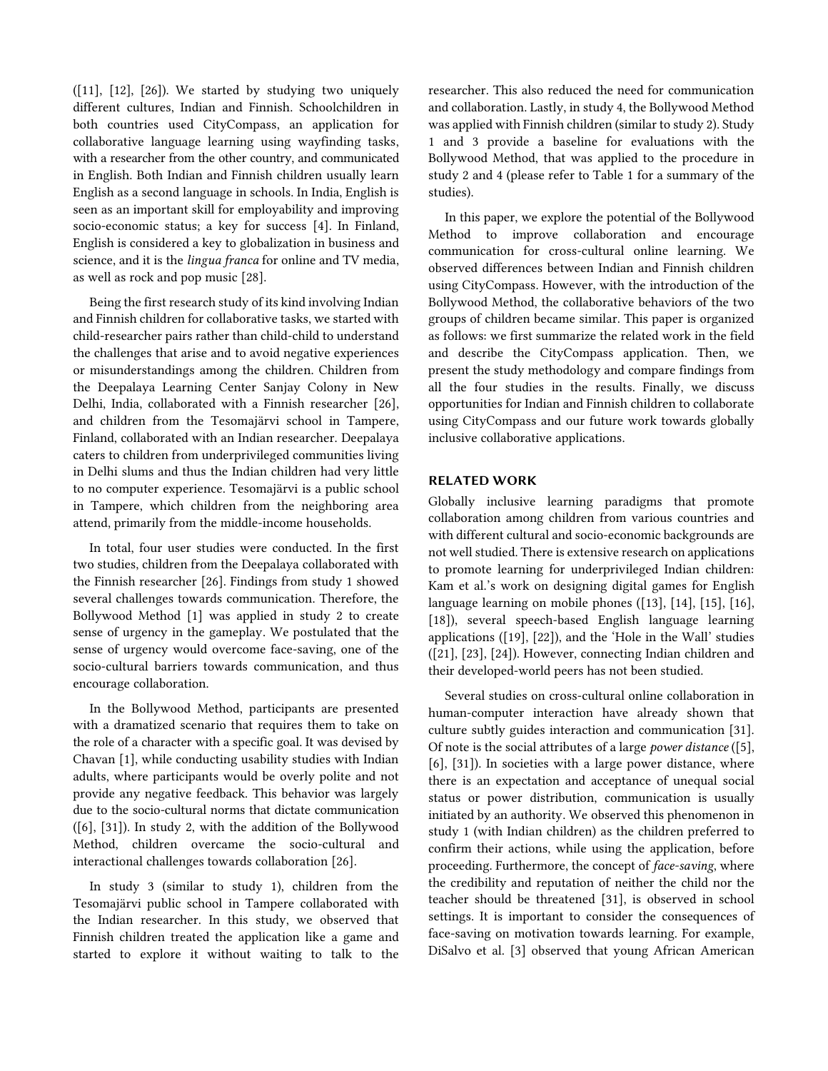([11], [12], [26]). We started by studying two uniquely different cultures, Indian and Finnish. Schoolchildren in both countries used CityCompass, an application for collaborative language learning using wayfinding tasks, with a researcher from the other country, and communicated in English. Both Indian and Finnish children usually learn English as a second language in schools. In India, English is seen as an important skill for employability and improving socio-economic status; a key for success [4]. In Finland, English is considered a key to globalization in business and science, and it is the *lingua franca* for online and TV media, as well as rock and pop music [28].

Being the first research study of its kind involving Indian and Finnish children for collaborative tasks, we started with child-researcher pairs rather than child-child to understand the challenges that arise and to avoid negative experiences or misunderstandings among the children. Children from the Deepalaya Learning Center Sanjay Colony in New Delhi, India, collaborated with a Finnish researcher [26], and children from the Tesomajärvi school in Tampere, Finland, collaborated with an Indian researcher. Deepalaya caters to children from underprivileged communities living in Delhi slums and thus the Indian children had very little to no computer experience. Tesomajärvi is a public school in Tampere, which children from the neighboring area attend, primarily from the middle-income households.

In total, four user studies were conducted. In the first two studies, children from the Deepalaya collaborated with the Finnish researcher [26]. Findings from study 1 showed several challenges towards communication. Therefore, the Bollywood Method [1] was applied in study 2 to create sense of urgency in the gameplay. We postulated that the sense of urgency would overcome face-saving, one of the socio-cultural barriers towards communication, and thus encourage collaboration.

In the Bollywood Method, participants are presented with a dramatized scenario that requires them to take on the role of a character with a specific goal. It was devised by Chavan [1], while conducting usability studies with Indian adults, where participants would be overly polite and not provide any negative feedback. This behavior was largely due to the socio-cultural norms that dictate communication ([6], [31]). In study 2, with the addition of the Bollywood Method, children overcame the socio-cultural and interactional challenges towards collaboration [26].

In study 3 (similar to study 1), children from the Tesomajärvi public school in Tampere collaborated with the Indian researcher. In this study, we observed that Finnish children treated the application like a game and started to explore it without waiting to talk to the researcher. This also reduced the need for communication and collaboration. Lastly, in study 4, the Bollywood Method was applied with Finnish children (similar to study 2). Study 1 and 3 provide a baseline for evaluations with the Bollywood Method, that was applied to the procedure in study 2 and 4 (please refer to Table 1 for a summary of the studies).

In this paper, we explore the potential of the Bollywood Method to improve collaboration and encourage communication for cross-cultural online learning. We observed differences between Indian and Finnish children using CityCompass. However, with the introduction of the Bollywood Method, the collaborative behaviors of the two groups of children became similar. This paper is organized as follows: we first summarize the related work in the field and describe the CityCompass application. Then, we present the study methodology and compare findings from all the four studies in the results. Finally, we discuss opportunities for Indian and Finnish children to collaborate using CityCompass and our future work towards globally inclusive collaborative applications.

## RELATED WORK

Globally inclusive learning paradigms that promote collaboration among children from various countries and with different cultural and socio-economic backgrounds are not well studied. There is extensive research on applications to promote learning for underprivileged Indian children: Kam et al.'s work on designing digital games for English language learning on mobile phones ([13], [14], [15], [16], [18]), several speech-based English language learning applications ([19], [22]), and the 'Hole in the Wall' studies ([21], [23], [24]). However, connecting Indian children and their developed-world peers has not been studied.

Several studies on cross-cultural online collaboration in human-computer interaction have already shown that culture subtly guides interaction and communication [31]. Of note is the social attributes of a large *power distance* ([5], [6], [31]). In societies with a large power distance, where there is an expectation and acceptance of unequal social status or power distribution, communication is usually initiated by an authority. We observed this phenomenon in study 1 (with Indian children) as the children preferred to confirm their actions, while using the application, before proceeding. Furthermore, the concept of *face-saving*, where the credibility and reputation of neither the child nor the teacher should be threatened [31], is observed in school settings. It is important to consider the consequences of face-saving on motivation towards learning. For example, DiSalvo et al. [3] observed that young African American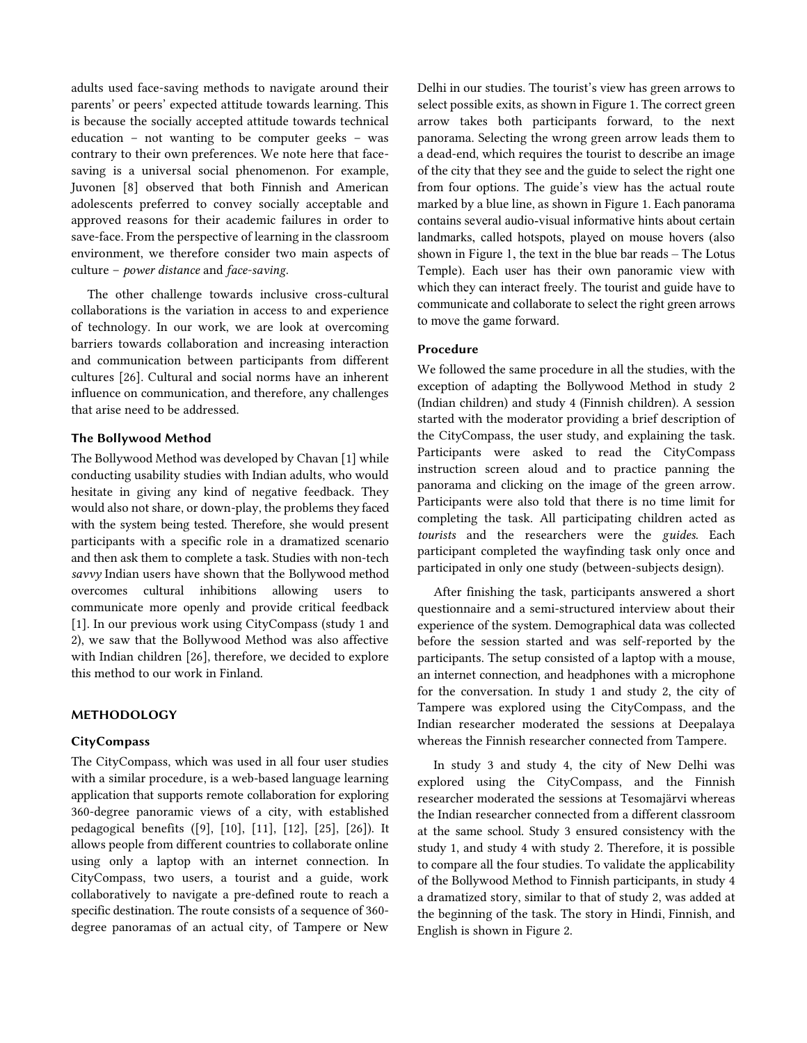adults used face-saving methods to navigate around their parents' or peers' expected attitude towards learning. This is because the socially accepted attitude towards technical education – not wanting to be computer geeks – was contrary to their own preferences. We note here that face-saving is a universal social phenomenon. For example, Juvonen [8] observed that both Finnish and American adolescents preferred to convey socially acceptable and approved reasons for their academic failures in order to save-face. From the perspective of learning in the classroom environment, we therefore consider two main aspects of culture – *power distance* and *face-saving*.

The other challenge towards inclusive cross-cultural collaborations is the variation in access to and experience of technology. In our work, we are look at overcoming barriers towards collaboration and increasing interaction and communication between participants from different cultures [26]. Cultural and social norms have an inherent influence on communication, and therefore, any challenges that arise need to be addressed.

### The Bollywood Method

The Bollywood Method was developed by Chavan [1] while conducting usability studies with Indian adults, who would hesitate in giving any kind of negative feedback. They would also not share, or down-play, the problems they faced with the system being tested. Therefore, she would present participants with a specific role in a dramatized scenario and then ask them to complete a task. Studies with non-tech *savvy* Indian users have shown that the Bollywood method overcomes cultural inhibitions allowing users to communicate more openly and provide critical feedback [1]. In our previous work using CityCompass (study 1 and 2), we saw that the Bollywood Method was also affective with Indian children [26], therefore, we decided to explore this method to our work in Finland.

## METHODOLOGY

### CityCompass

The CityCompass, which was used in all four user studies with a similar procedure, is a web-based language learning application that supports remote collaboration for exploring 360-degree panoramic views of a city, with established pedagogical benefits ([9], [10], [11], [12], [25], [26]). It allows people from different countries to collaborate online using only a laptop with an internet connection. In CityCompass, two users, a tourist and a guide, work collaboratively to navigate a pre-defined route to reach a specific destination. The route consists of a sequence of 360-degree panoramas of an actual city, of Tampere or New Delhi in our studies. The tourist's view has green arrows to select possible exits, as shown in Figure 1. The correct green arrow takes both participants forward, to the next panorama. Selecting the wrong green arrow leads them to a dead-end, which requires the tourist to describe an image of the city that they see and the guide to select the right one from four options. The guide's view has the actual route marked by a blue line, as shown in Figure 1. Each panorama contains several audio-visual informative hints about certain landmarks, called hotspots, played on mouse hovers (also shown in Figure 1, the text in the blue bar reads – The Lotus Temple). Each user has their own panoramic view with which they can interact freely. The tourist and guide have to communicate and collaborate to select the right green arrows to move the game forward.

### Procedure

We followed the same procedure in all the studies, with the exception of adapting the Bollywood Method in study 2 (Indian children) and study 4 (Finnish children). A session started with the moderator providing a brief description of the CityCompass, the user study, and explaining the task. Participants were asked to read the CityCompass instruction screen aloud and to practice panning the panorama and clicking on the image of the green arrow. Participants were also told that there is no time limit for completing the task. All participating children acted as *tourists* and the researchers were the *guides*. Each participant completed the wayfinding task only once and participated in only one study (between-subjects design).

After finishing the task, participants answered a short questionnaire and a semi-structured interview about their experience of the system. Demographical data was collected before the session started and was self-reported by the participants. The setup consisted of a laptop with a mouse, an internet connection, and headphones with a microphone for the conversation. In study 1 and study 2, the city of Tampere was explored using the CityCompass, and the Indian researcher moderated the sessions at Deepalaya whereas the Finnish researcher connected from Tampere.

In study 3 and study 4, the city of New Delhi was explored using the CityCompass, and the Finnish researcher moderated the sessions at Tesomajärvi whereas the Indian researcher connected from a different classroom at the same school. Study 3 ensured consistency with the study 1, and study 4 with study 2. Therefore, it is possible to compare all the four studies. To validate the applicability of the Bollywood Method to Finnish participants, in study 4 a dramatized story, similar to that of study 2, was added at the beginning of the task. The story in Hindi, Finnish, and English is shown in Figure 2.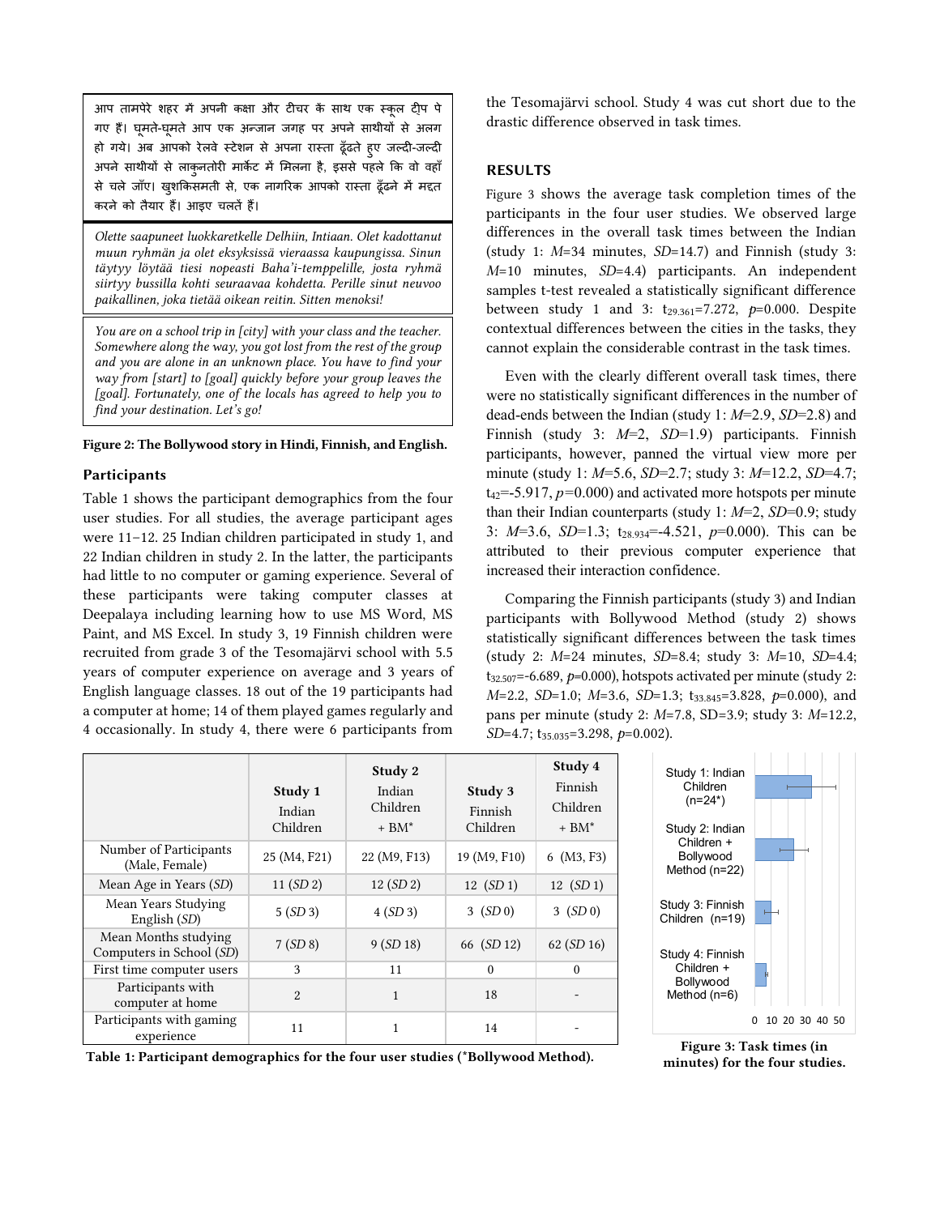आप तामपेरे शहर में अपनी कक्षा और टीचर के साथ एक स्कूल ट्रीप पे गए हैं। घूमते-घूमते आप एक अन्जान जगह पर अपने साथीयों से अलग हो गये। अब आपको रेलवे स्टेशन से अपना रास्ता ढूँढते हुए जल्दी-जल्दी अपने साथीयों से लाकुनतोरी मार्केट में मिलना है, इससे पहले कि वो वहाँ से चले जाँए। खुशकिसमती से, एक नागरिक आपको रास्ता ढूँढने में मद्दत करने को तैयार हैं। आइए चलतें हैं।

*Olette saapuneet luokkaretkelle Delhiin, Intiaan. Olet kadottanut muun ryhmän ja olet eksyksissä vieraassa kaupungissa. Sinun täytyy löytää tiesi nopeasti Baha'i-temppelille, josta ryhmä siirtyy bussilla kohti seuraavaa kohdetta. Perille sinut neuvoo paikallinen, joka tietää oikean reitin. Sitten menoksi!*

*You are on a school trip in [city] with your class and the teacher. Somewhere along the way, you got lost from the rest of the group and you are alone in an unknown place. You have to find your way from [start] to [goal] quickly before your group leaves the [goal]. Fortunately, one of the locals has agreed to help you to find your destination. Let's go!*

**Figure 2: The Bollywood story in Hindi, Finnish, and English.**

### Participants

Table 1 shows the participant demographics from the four user studies. For all studies, the average participant ages were 11−12. 25 Indian children participated in study 1, and 22 Indian children in study 2. In the latter, the participants had little to no computer or gaming experience. Several of these participants were taking computer classes at Deepalaya including learning how to use MS Word, MS Paint, and MS Excel. In study 3, 19 Finnish children were recruited from grade 3 of the Tesomajärvi school with 5.5 years of computer experience on average and 3 years of English language classes. 18 out of the 19 participants had a computer at home; 14 of them played games regularly and 4 occasionally. In study 4, there were 6 participants from the Tesomajärvi school. Study 4 was cut short due to the drastic difference observed in task times.

## RESULTS

Figure 3 shows the average task completion times of the participants in the four user studies. We observed large differences in the overall task times between the Indian (study 1: *M*=34 minutes, *SD*=14.7) and Finnish (study 3: *M*=10 minutes, *SD*=4.4) participants. An independent samples t-test revealed a statistically significant difference between study 1 and 3: $t_{29.361}$=7.272, *p*=0.000. Despite contextual differences between the cities in the tasks, they cannot explain the considerable contrast in the task times.

Even with the clearly different overall task times, there were no statistically significant differences in the number of dead-ends between the Indian (study 1: *M*=2.9, *SD*=2.8) and Finnish (study 3: *M*=2, *SD*=1.9) participants. Finnish participants, however, panned the virtual view more per minute (study 1: *M*=5.6, *SD*=2.7; study 3: *M*=12.2, *SD*=4.7; $t_{42}$=-5.917, *p*=0.000) and activated more hotspots per minute than their Indian counterparts (study 1: *M*=2, *SD*=0.9; study 3: *M*=3.6, *SD*=1.3; $t_{28.934}$=-4.521, *p*=0.000). This can be attributed to their previous computer experience that increased their interaction confidence.

Comparing the Finnish participants (study 3) and Indian participants with Bollywood Method (study 2) shows statistically significant differences between the task times (study 2: *M*=24 minutes, *SD*=8.4; study 3: *M*=10, *SD*=4.4; $t_{32.507}$=-6.689, *p*=0.000), hotspots activated per minute (study 2: *M*=2.2, *SD*=1.0; *M*=3.6, *SD*=1.3; $t_{33.845}$=3.828, *p*=0.000), and pans per minute (study 2: *M*=7.8, SD=3.9; study 3: *M*=12.2, *SD*=4.7; $t_{35.035}$=3.298, *p*=0.002).

| | Study 1 Indian Children | Study 2 Indian Children + BM* | Study 3 Finnish Children | Study 4 Finnish Children + BM* |
|---|---|---|---|---|
| Number of Participants (Male, Female) | 25 (M4, F21) | 22 (M9, F13) | 19 (M9, F10) | 6 (M3, F3) |
| Mean Age in Years (*SD*) | 11 (*SD* 2) | 12 (*SD* 2) | 12 (*SD* 1) | 12 (*SD* 1) |
| Mean Years Studying English (*SD*) | 5 (*SD* 3) | 4 (*SD* 3) | 3 (*SD* 0) | 3 (*SD* 0) |
| Mean Months studying Computers in School (*SD*) | 7 (*SD* 8) | 9 (*SD* 18) | 66 (*SD* 12) | 62 (*SD* 16) |
| First time computer users | 3 | 11 | 0 | 0 |
| Participants with computer at home | 2 | 1 | 18 | - |
| Participants with gaming experience | 11 | 1 | 14 | - |

**Table 1: Participant demographics for the four user studies (*Bollywood Method).**

**Figure 3: Task times (in minutes) for the four studies.**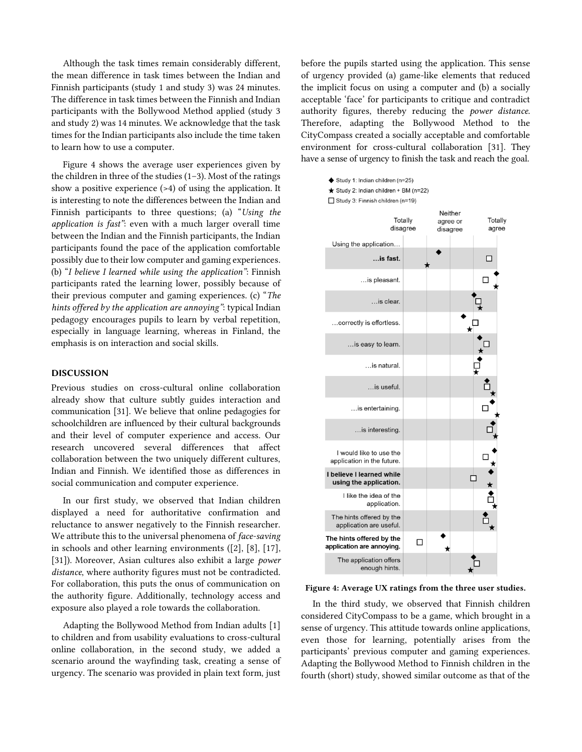Although the task times remain considerably different, the mean difference in task times between the Indian and Finnish participants (study 1 and study 3) was 24 minutes. The difference in task times between the Finnish and Indian participants with the Bollywood Method applied (study 3 and study 2) was 14 minutes. We acknowledge that the task times for the Indian participants also include the time taken to learn how to use a computer.

Figure 4 shows the average user experiences given by the children in three of the studies (1–3). Most of the ratings show a positive experience (>4) of using the application. It is interesting to note the differences between the Indian and Finnish participants to three questions; (a) "*Using the application is fast*": even with a much larger overall time between the Indian and the Finnish participants, the Indian participants found the pace of the application comfortable possibly due to their low computer and gaming experiences. (b) "*I believe I learned while using the application*": Finnish participants rated the learning lower, possibly because of their previous computer and gaming experiences. (c) "*The hints offered by the application are annoying*": typical Indian pedagogy encourages pupils to learn by verbal repetition, especially in language learning, whereas in Finland, the emphasis is on interaction and social skills.

## DISCUSSION

Previous studies on cross-cultural online collaboration already show that culture subtly guides interaction and communication [31]. We believe that online pedagogies for schoolchildren are influenced by their cultural backgrounds and their level of computer experience and access. Our research uncovered several differences that affect collaboration between the two uniquely different cultures, Indian and Finnish. We identified those as differences in social communication and computer experience.

In our first study, we observed that Indian children displayed a need for authoritative confirmation and reluctance to answer negatively to the Finnish researcher. We attribute this to the universal phenomena of *face-saving* in schools and other learning environments ([2], [8], [17], [31]). Moreover, Asian cultures also exhibit a large *power distance*, where authority figures must not be contradicted. For collaboration, this puts the onus of communication on the authority figure. Additionally, technology access and exposure also played a role towards the collaboration.

Adapting the Bollywood Method from Indian adults [1] to children and from usability evaluations to cross-cultural online collaboration, in the second study, we added a scenario around the wayfinding task, creating a sense of urgency. The scenario was provided in plain text form, just before the pupils started using the application. This sense of urgency provided (a) game-like elements that reduced the implicit focus on using a computer and (b) a socially acceptable 'face' for participants to critique and contradict authority figures, thereby reducing the *power distance*. Therefore, adapting the Bollywood Method to the CityCompass created a socially acceptable and comfortable environment for cross-cultural collaboration [31]. They have a sense of urgency to finish the task and reach the goal.

◆ Study 1: Indian children (n=25)
★ Study 2: Indian children + BM (n=22)
□ Study 3: Finnish children (n=19)

Scale: Totally disagree — Neither agree or disagree — Totally agree

Using the application…
- **…is fast.**
- …is pleasant.
- …is clear.
- …correctly is effortless.
- …is easy to learn.
- …is natural.
- …is useful.
- …is entertaining.
- …is interesting.
- I would like to use the application in the future.
- **I believe I learned while using the application.**
- I like the idea of the application.
- The hints offered by the application are useful.
- **The hints offered by the application are annoying.**
- The application offers enough hints.

**Figure 4: Average UX ratings from the three user studies.**

In the third study, we observed that Finnish children considered CityCompass to be a game, which brought in a sense of urgency. This attitude towards online applications, even those for learning, potentially arises from the participants' previous computer and gaming experiences. Adapting the Bollywood Method to Finnish children in the fourth (short) study, showed similar outcome as that of the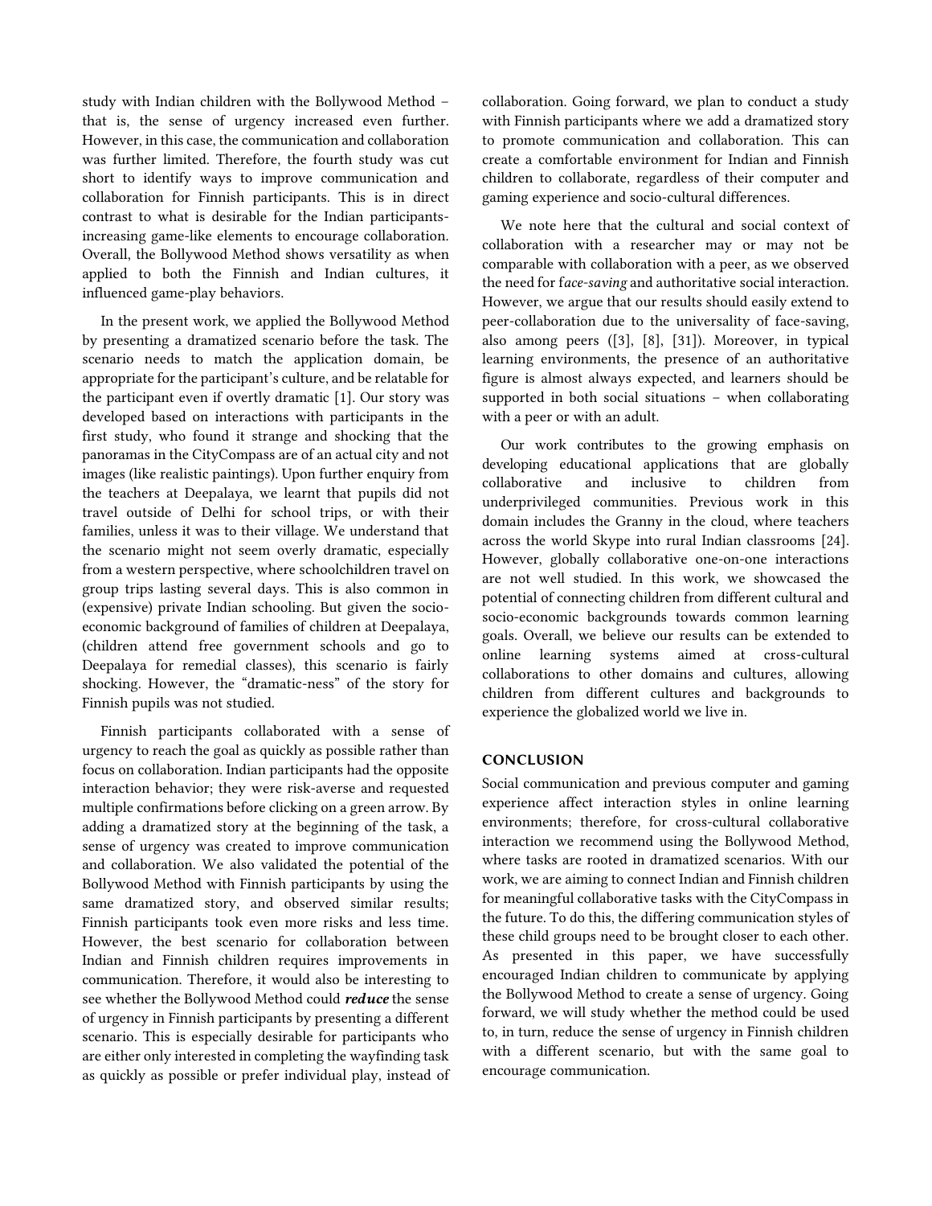study with Indian children with the Bollywood Method – that is, the sense of urgency increased even further. However, in this case, the communication and collaboration was further limited. Therefore, the fourth study was cut short to identify ways to improve communication and collaboration for Finnish participants. This is in direct contrast to what is desirable for the Indian participants- increasing game-like elements to encourage collaboration. Overall, the Bollywood Method shows versatility as when applied to both the Finnish and Indian cultures, it influenced game-play behaviors.

In the present work, we applied the Bollywood Method by presenting a dramatized scenario before the task. The scenario needs to match the application domain, be appropriate for the participant's culture, and be relatable for the participant even if overtly dramatic [1]. Our story was developed based on interactions with participants in the first study, who found it strange and shocking that the panoramas in the CityCompass are of an actual city and not images (like realistic paintings). Upon further enquiry from the teachers at Deepalaya, we learnt that pupils did not travel outside of Delhi for school trips, or with their families, unless it was to their village. We understand that the scenario might not seem overly dramatic, especially from a western perspective, where schoolchildren travel on group trips lasting several days. This is also common in (expensive) private Indian schooling. But given the socio-economic background of families of children at Deepalaya, (children attend free government schools and go to Deepalaya for remedial classes), this scenario is fairly shocking. However, the "dramatic-ness" of the story for Finnish pupils was not studied.

Finnish participants collaborated with a sense of urgency to reach the goal as quickly as possible rather than focus on collaboration. Indian participants had the opposite interaction behavior; they were risk-averse and requested multiple confirmations before clicking on a green arrow. By adding a dramatized story at the beginning of the task, a sense of urgency was created to improve communication and collaboration. We also validated the potential of the Bollywood Method with Finnish participants by using the same dramatized story, and observed similar results; Finnish participants took even more risks and less time. However, the best scenario for collaboration between Indian and Finnish children requires improvements in communication. Therefore, it would also be interesting to see whether the Bollywood Method could ***reduce*** the sense of urgency in Finnish participants by presenting a different scenario. This is especially desirable for participants who are either only interested in completing the wayfinding task as quickly as possible or prefer individual play, instead of collaboration. Going forward, we plan to conduct a study with Finnish participants where we add a dramatized story to promote communication and collaboration. This can create a comfortable environment for Indian and Finnish children to collaborate, regardless of their computer and gaming experience and socio-cultural differences.

We note here that the cultural and social context of collaboration with a researcher may or may not be comparable with collaboration with a peer, as we observed the need for f*ace-saving* and authoritative social interaction. However, we argue that our results should easily extend to peer-collaboration due to the universality of face-saving, also among peers ([3], [8], [31]). Moreover, in typical learning environments, the presence of an authoritative figure is almost always expected, and learners should be supported in both social situations – when collaborating with a peer or with an adult.

Our work contributes to the growing emphasis on developing educational applications that are globally collaborative and inclusive to children from underprivileged communities. Previous work in this domain includes the Granny in the cloud, where teachers across the world Skype into rural Indian classrooms [24]. However, globally collaborative one-on-one interactions are not well studied. In this work, we showcased the potential of connecting children from different cultural and socio-economic backgrounds towards common learning goals. Overall, we believe our results can be extended to online learning systems aimed at cross-cultural collaborations to other domains and cultures, allowing children from different cultures and backgrounds to experience the globalized world we live in.

## CONCLUSION

Social communication and previous computer and gaming experience affect interaction styles in online learning environments; therefore, for cross-cultural collaborative interaction we recommend using the Bollywood Method, where tasks are rooted in dramatized scenarios. With our work, we are aiming to connect Indian and Finnish children for meaningful collaborative tasks with the CityCompass in the future. To do this, the differing communication styles of these child groups need to be brought closer to each other. As presented in this paper, we have successfully encouraged Indian children to communicate by applying the Bollywood Method to create a sense of urgency. Going forward, we will study whether the method could be used to, in turn, reduce the sense of urgency in Finnish children with a different scenario, but with the same goal to encourage communication.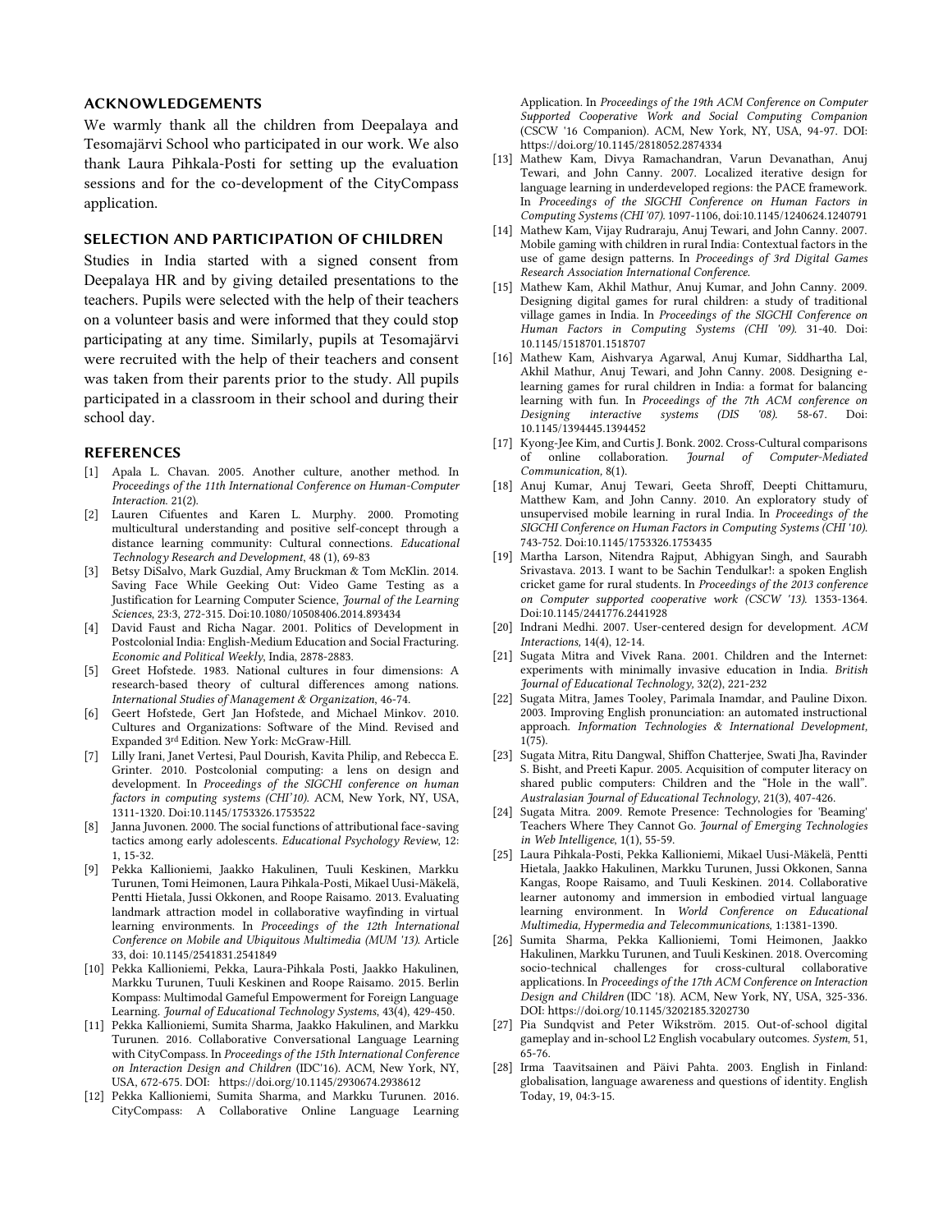## ACKNOWLEDGEMENTS

We warmly thank all the children from Deepalaya and Tesomajärvi School who participated in our work. We also thank Laura Pihkala-Posti for setting up the evaluation sessions and for the co-development of the CityCompass application.

## SELECTION AND PARTICIPATION OF CHILDREN

Studies in India started with a signed consent from Deepalaya HR and by giving detailed presentations to the teachers. Pupils were selected with the help of their teachers on a volunteer basis and were informed that they could stop participating at any time. Similarly, pupils at Tesomajärvi were recruited with the help of their teachers and consent was taken from their parents prior to the study. All pupils participated in a classroom in their school and during their school day.

## REFERENCES

[1] Apala L. Chavan. 2005. Another culture, another method. In *Proceedings of the 11th International Conference on Human-Computer Interaction.* 21(2).

[2] Lauren Cifuentes and Karen L. Murphy. 2000. Promoting multicultural understanding and positive self-concept through a distance learning community: Cultural connections. *Educational Technology Research and Development*, 48 (1), 69-83

[3] Betsy DiSalvo, Mark Guzdial, Amy Bruckman & Tom McKlin. 2014. Saving Face While Geeking Out: Video Game Testing as a Justification for Learning Computer Science, *Journal of the Learning Sciences*, 23:3, 272-315. Doi:10.1080/10508406.2014.893434

[4] David Faust and Richa Nagar. 2001. Politics of Development in Postcolonial India: English-Medium Education and Social Fracturing. *Economic and Political Weekly*, India, 2878-2883.

[5] Greet Hofstede. 1983. National cultures in four dimensions: A research-based theory of cultural differences among nations. *International Studies of Management & Organization*, 46-74.

[6] Geert Hofstede, Gert Jan Hofstede, and Michael Minkov. 2010. Cultures and Organizations: Software of the Mind. Revised and Expanded 3rd Edition. New York: McGraw-Hill.

[7] Lilly Irani, Janet Vertesi, Paul Dourish, Kavita Philip, and Rebecca E. Grinter. 2010. Postcolonial computing: a lens on design and development. In *Proceedings of the SIGCHI conference on human factors in computing systems (CHI'10).* ACM, New York, NY, USA, 1311-1320. Doi:10.1145/1753326.1753522

[8] Janna Juvonen. 2000. The social functions of attributional face-saving tactics among early adolescents. *Educational Psychology Review*, 12: 1, 15-32.

[9] Pekka Kallioniemi, Jaakko Hakulinen, Tuuli Keskinen, Markku Turunen, Tomi Heimonen, Laura Pihkala-Posti, Mikael Uusi-Mäkelä, Pentti Hietala, Jussi Okkonen, and Roope Raisamo. 2013. Evaluating landmark attraction model in collaborative wayfinding in virtual learning environments. In *Proceedings of the 12th International Conference on Mobile and Ubiquitous Multimedia (MUM '13).* Article 33, doi: 10.1145/2541831.2541849

[10] Pekka Kallioniemi, Pekka, Laura-Pihkala Posti, Jaakko Hakulinen, Markku Turunen, Tuuli Keskinen and Roope Raisamo. 2015. Berlin Kompass: Multimodal Gameful Empowerment for Foreign Language Learning. *Journal of Educational Technology Systems*, 43(4), 429-450.

[11] Pekka Kallioniemi, Sumita Sharma, Jaakko Hakulinen, and Markku Turunen. 2016. Collaborative Conversational Language Learning with CityCompass. In *Proceedings of the 15th International Conference on Interaction Design and Children* (IDC'16). ACM, New York, NY, USA, 672-675. DOI: https://doi.org/10.1145/2930674.2938612

[12] Pekka Kallioniemi, Sumita Sharma, and Markku Turunen. 2016. CityCompass: A Collaborative Online Language Learning Application. In *Proceedings of the 19th ACM Conference on Computer Supported Cooperative Work and Social Computing Companion* (CSCW '16 Companion). ACM, New York, NY, USA, 94-97. DOI: https://doi.org/10.1145/2818052.2874334

[13] Mathew Kam, Divya Ramachandran, Varun Devanathan, Anuj Tewari, and John Canny. 2007. Localized iterative design for language learning in underdeveloped regions: the PACE framework. In *Proceedings of the SIGCHI Conference on Human Factors in Computing Systems (CHI '07).* 1097-1106, doi:10.1145/1240624.1240791

[14] Mathew Kam, Vijay Rudraraju, Anuj Tewari, and John Canny. 2007. Mobile gaming with children in rural India: Contextual factors in the use of game design patterns. In *Proceedings of 3rd Digital Games Research Association International Conference.*

[15] Mathew Kam, Akhil Mathur, Anuj Kumar, and John Canny. 2009. Designing digital games for rural children: a study of traditional village games in India. In *Proceedings of the SIGCHI Conference on Human Factors in Computing Systems (CHI '09).* 31-40. Doi: 10.1145/1518701.1518707

[16] Mathew Kam, Aishvarya Agarwal, Anuj Kumar, Siddhartha Lal, Akhil Mathur, Anuj Tewari, and John Canny. 2008. Designing e-learning games for rural children in India: a format for balancing learning with fun. In *Proceedings of the 7th ACM conference on Designing interactive systems (DIS '08).* 58-67. Doi: 10.1145/1394445.1394452

[17] Kyong-Jee Kim, and Curtis J. Bonk. 2002. Cross-Cultural comparisons of online collaboration. *Journal of Computer-Mediated Communication,* 8(1).

[18] Anuj Kumar, Anuj Tewari, Geeta Shroff, Deepti Chittamuru, Matthew Kam, and John Canny. 2010. An exploratory study of unsupervised mobile learning in rural India. In *Proceedings of the SIGCHI Conference on Human Factors in Computing Systems (CHI '10).* 743-752. Doi:10.1145/1753326.1753435

[19] Martha Larson, Nitendra Rajput, Abhigyan Singh, and Saurabh Srivastava. 2013. I want to be Sachin Tendulkar!: a spoken English cricket game for rural students. In *Proceedings of the 2013 conference on Computer supported cooperative work (CSCW '13).* 1353-1364. Doi:10.1145/2441776.2441928

[20] Indrani Medhi. 2007. User-centered design for development. *ACM Interactions,* 14(4), 12-14.

[21] Sugata Mitra and Vivek Rana. 2001. Children and the Internet: experiments with minimally invasive education in India. *British Journal of Educational Technology,* 32(2), 221-232

[22] Sugata Mitra, James Tooley, Parimala Inamdar, and Pauline Dixon. 2003. Improving English pronunciation: an automated instructional approach. *Information Technologies & International Development,* 1(75).

[23] Sugata Mitra, Ritu Dangwal, Shiffon Chatterjee, Swati Jha, Ravinder S. Bisht, and Preeti Kapur. 2005. Acquisition of computer literacy on shared public computers: Children and the "Hole in the wall". *Australasian Journal of Educational Technology*, 21(3), 407-426.

[24] Sugata Mitra. 2009. Remote Presence: Technologies for 'Beaming' Teachers Where They Cannot Go. *Journal of Emerging Technologies in Web Intelligence*, 1(1), 55-59.

[25] Laura Pihkala-Posti, Pekka Kallioniemi, Mikael Uusi-Mäkelä, Pentti Hietala, Jaakko Hakulinen, Markku Turunen, Jussi Okkonen, Sanna Kangas, Roope Raisamo, and Tuuli Keskinen. 2014. Collaborative learner autonomy and immersion in embodied virtual language learning environment. In *World Conference on Educational Multimedia, Hypermedia and Telecommunications,* 1:1381-1390.

[26] Sumita Sharma, Pekka Kallioniemi, Tomi Heimonen, Jaakko Hakulinen, Markku Turunen, and Tuuli Keskinen. 2018. Overcoming socio-technical challenges for cross-cultural collaborative applications. In *Proceedings of the 17th ACM Conference on Interaction Design and Children* (IDC '18). ACM, New York, NY, USA, 325-336. DOI: https://doi.org/10.1145/3202185.3202730

[27] Pia Sundqvist and Peter Wikström. 2015. Out-of-school digital gameplay and in-school L2 English vocabulary outcomes. *System*, 51, 65-76.

[28] Irma Taavitsainen and Päivi Pahta. 2003. English in Finland: globalisation, language awareness and questions of identity. English Today, 19, 04:3-15.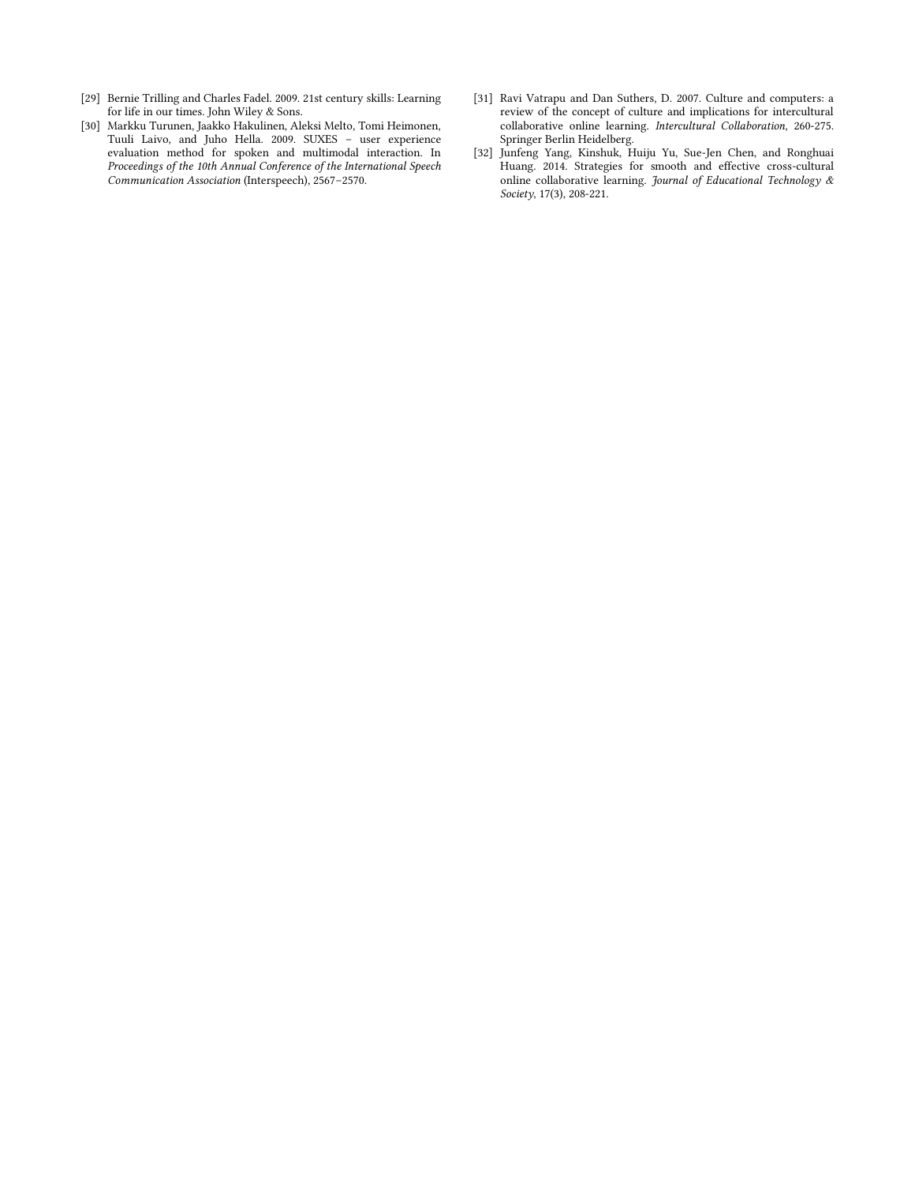[29] Bernie Trilling and Charles Fadel. 2009. 21st century skills: Learning for life in our times. John Wiley & Sons.

[30] Markku Turunen, Jaakko Hakulinen, Aleksi Melto, Tomi Heimonen, Tuuli Laivo, and Juho Hella. 2009. SUXES – user experience evaluation method for spoken and multimodal interaction. In *Proceedings of the 10th Annual Conference of the International Speech Communication Association* (Interspeech), 2567–2570.

[31] Ravi Vatrapu and Dan Suthers, D. 2007. Culture and computers: a review of the concept of culture and implications for intercultural collaborative online learning. *Intercultural Collaboration*, 260-275. Springer Berlin Heidelberg.

[32] Junfeng Yang, Kinshuk, Huiju Yu, Sue-Jen Chen, and Ronghuai Huang. 2014. Strategies for smooth and effective cross-cultural online collaborative learning. *Journal of Educational Technology & Society*, 17(3), 208-221.